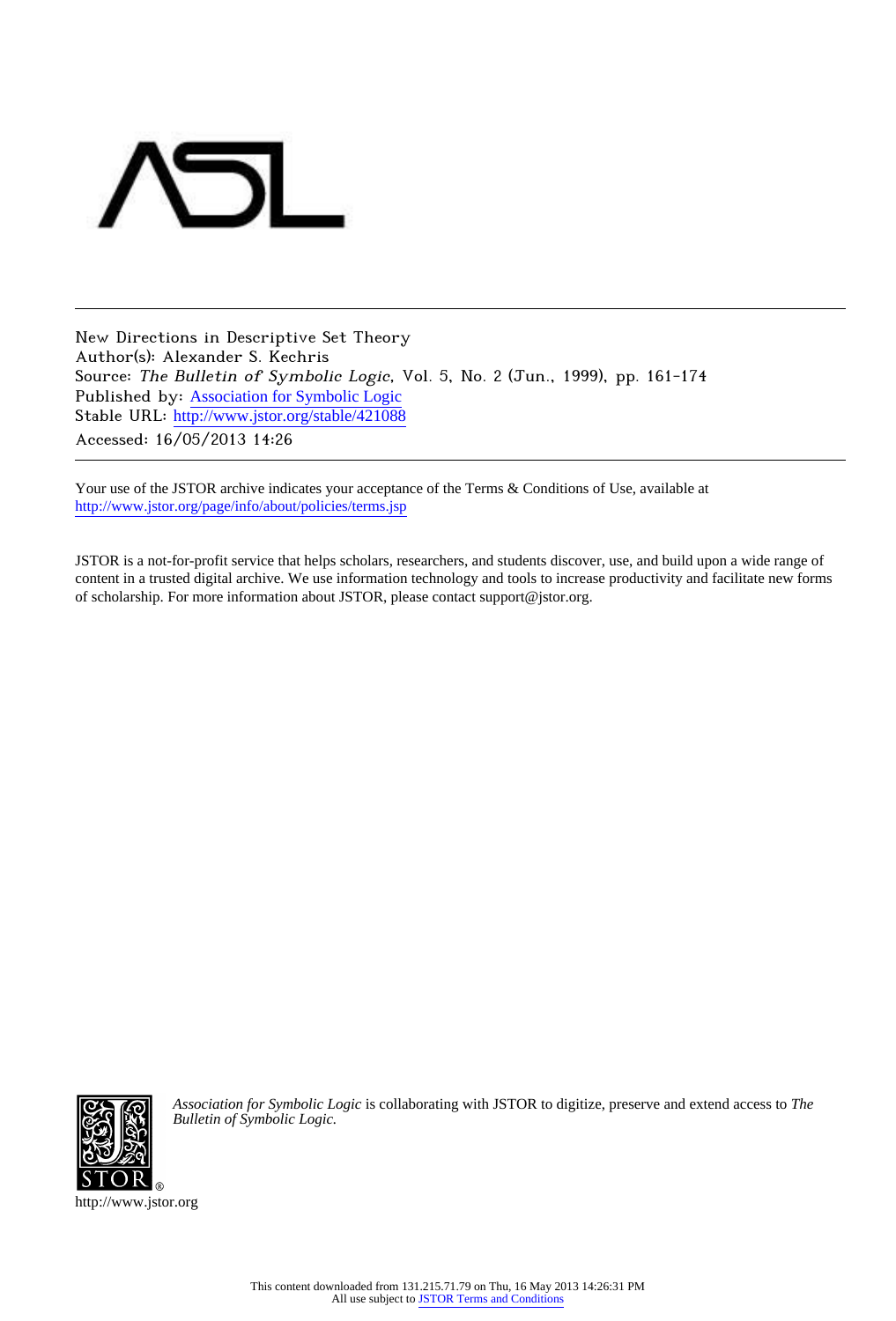New Directions in Descriptive Set Theory
Author(s): Alexander S. Kechris
Source: *The Bulletin of Symbolic Logic*, Vol. 5, No. 2 (Jun., 1999), pp. 161-174
Published by: Association for Symbolic Logic
Stable URL: http://www.jstor.org/stable/421088
Accessed: 16/05/2013 14:26

Your use of the JSTOR archive indicates your acceptance of the Terms & Conditions of Use, available at
http://www.jstor.org/page/info/about/policies/terms.jsp

JSTOR is a not-for-profit service that helps scholars, researchers, and students discover, use, and build upon a wide range of content in a trusted digital archive. We use information technology and tools to increase productivity and facilitate new forms of scholarship. For more information about JSTOR, please contact support@jstor.org.

*Association for Symbolic Logic* is collaborating with JSTOR to digitize, preserve and extend access to *The Bulletin of Symbolic Logic.*

http://www.jstor.org

This content downloaded from 131.215.71.79 on Thu, 16 May 2013 14:26:31 PM
All use subject to JSTOR Terms and Conditions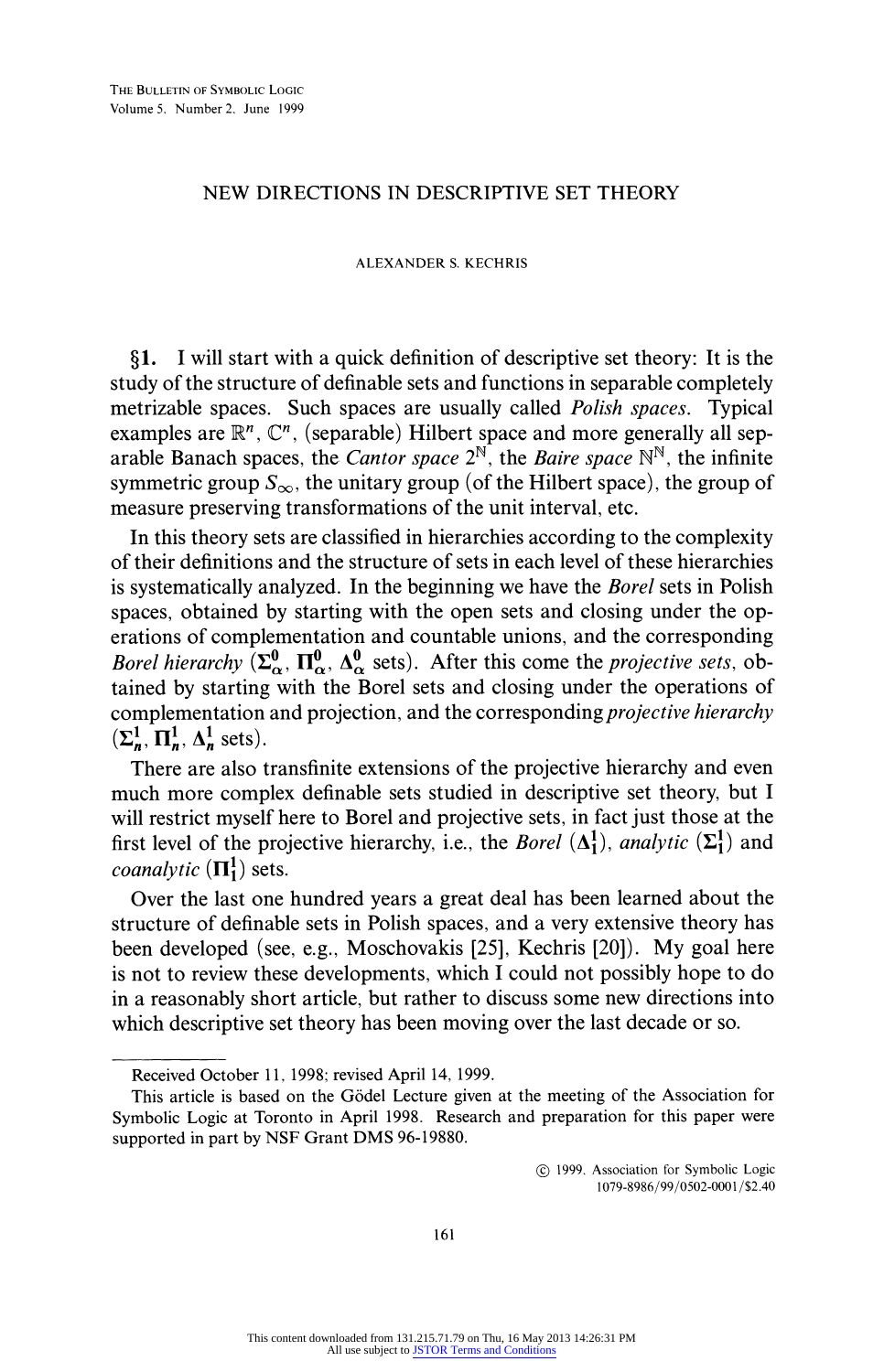# NEW DIRECTIONS IN DESCRIPTIVE SET THEORY

ALEXANDER S. KECHRIS

**§1.** I will start with a quick definition of descriptive set theory: It is the study of the structure of definable sets and functions in separable completely metrizable spaces. Such spaces are usually called *Polish spaces*. Typical examples are $\mathbb{R}^n$, $\mathbb{C}^n$, (separable) Hilbert space and more generally all separable Banach spaces, the *Cantor space* $2^{\mathbb{N}}$, the *Baire space* $\mathbb{N}^{\mathbb{N}}$, the infinite symmetric group $S_\infty$, the unitary group (of the Hilbert space), the group of measure preserving transformations of the unit interval, etc.

In this theory sets are classified in hierarchies according to the complexity of their definitions and the structure of sets in each level of these hierarchies is systematically analyzed. In the beginning we have the *Borel* sets in Polish spaces, obtained by starting with the open sets and closing under the operations of complementation and countable unions, and the corresponding *Borel hierarchy* ($\mathbf{\Sigma}^0_\alpha$, $\mathbf{\Pi}^0_\alpha$, $\mathbf{\Delta}^0_\alpha$ sets). After this come the *projective sets*, obtained by starting with the Borel sets and closing under the operations of complementation and projection, and the corresponding *projective hierarchy* ($\mathbf{\Sigma}^1_n$, $\mathbf{\Pi}^1_n$, $\mathbf{\Delta}^1_n$ sets).

There are also transfinite extensions of the projective hierarchy and even much more complex definable sets studied in descriptive set theory, but I will restrict myself here to Borel and projective sets, in fact just those at the first level of the projective hierarchy, i.e., the *Borel* ($\mathbf{\Delta}^1_1$), *analytic* ($\mathbf{\Sigma}^1_1$) and *coanalytic* ($\mathbf{\Pi}^1_1$) sets.

Over the last one hundred years a great deal has been learned about the structure of definable sets in Polish spaces, and a very extensive theory has been developed (see, e.g., Moschovakis [25], Kechris [20]). My goal here is not to review these developments, which I could not possibly hope to do in a reasonably short article, but rather to discuss some new directions into which descriptive set theory has been moving over the last decade or so.

---

Received October 11, 1998; revised April 14, 1999.

This article is based on the Gödel Lecture given at the meeting of the Association for Symbolic Logic at Toronto in April 1998. Research and preparation for this paper were supported in part by NSF Grant DMS 96-19880.

© 1999, Association for Symbolic Logic
1079-8986/99/0502-0001/$2.40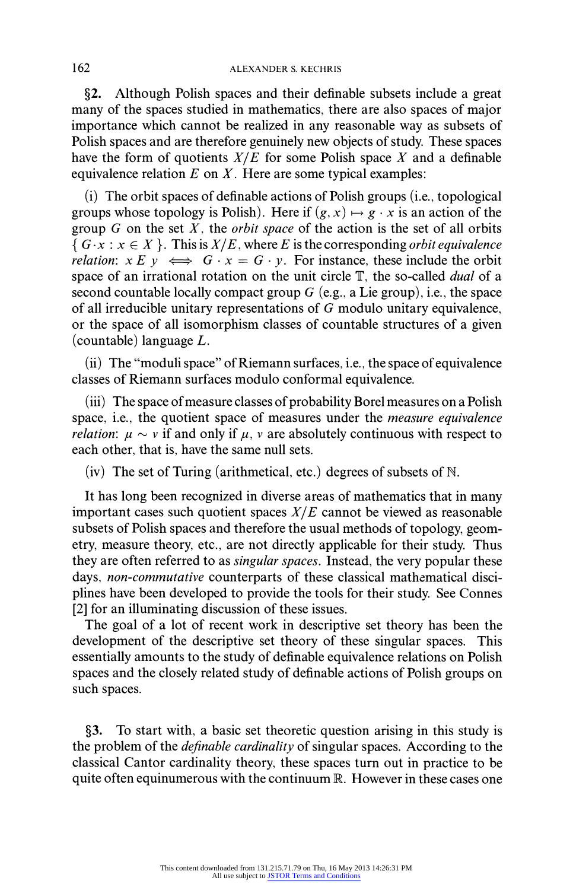§2. Although Polish spaces and their definable subsets include a great many of the spaces studied in mathematics, there are also spaces of major importance which cannot be realized in any reasonable way as subsets of Polish spaces and are therefore genuinely new objects of study. These spaces have the form of quotients $X/E$ for some Polish space $X$ and a definable equivalence relation $E$ on $X$. Here are some typical examples:

(i) The orbit spaces of definable actions of Polish groups (i.e., topological groups whose topology is Polish). Here if $(g, x) \mapsto g \cdot x$ is an action of the group $G$ on the set $X$, the *orbit space* of the action is the set of all orbits $\{ G \cdot x : x \in X \}$. This is $X/E$, where $E$ is the corresponding *orbit equivalence relation*: $x \, E \, y \iff G \cdot x = G \cdot y$. For instance, these include the orbit space of an irrational rotation on the unit circle $\mathbb{T}$, the so-called *dual* of a second countable locally compact group $G$ (e.g., a Lie group), i.e., the space of all irreducible unitary representations of $G$ modulo unitary equivalence, or the space of all isomorphism classes of countable structures of a given (countable) language $L$.

(ii) The "moduli space" of Riemann surfaces, i.e., the space of equivalence classes of Riemann surfaces modulo conformal equivalence.

(iii) The space of measure classes of probability Borel measures on a Polish space, i.e., the quotient space of measures under the *measure equivalence relation*: $\mu \sim \nu$ if and only if $\mu$, $\nu$ are absolutely continuous with respect to each other, that is, have the same null sets.

(iv) The set of Turing (arithmetical, etc.) degrees of subsets of $\mathbb{N}$.

It has long been recognized in diverse areas of mathematics that in many important cases such quotient spaces $X/E$ cannot be viewed as reasonable subsets of Polish spaces and therefore the usual methods of topology, geometry, measure theory, etc., are not directly applicable for their study. Thus they are often referred to as *singular spaces*. Instead, the very popular these days, *non-commutative* counterparts of these classical mathematical disciplines have been developed to provide the tools for their study. See Connes [2] for an illuminating discussion of these issues.

The goal of a lot of recent work in descriptive set theory has been the development of the descriptive set theory of these singular spaces. This essentially amounts to the study of definable equivalence relations on Polish spaces and the closely related study of definable actions of Polish groups on such spaces.

§3. To start with, a basic set theoretic question arising in this study is the problem of the *definable cardinality* of singular spaces. According to the classical Cantor cardinality theory, these spaces turn out in practice to be quite often equinumerous with the continuum $\mathbb{R}$. However in these cases one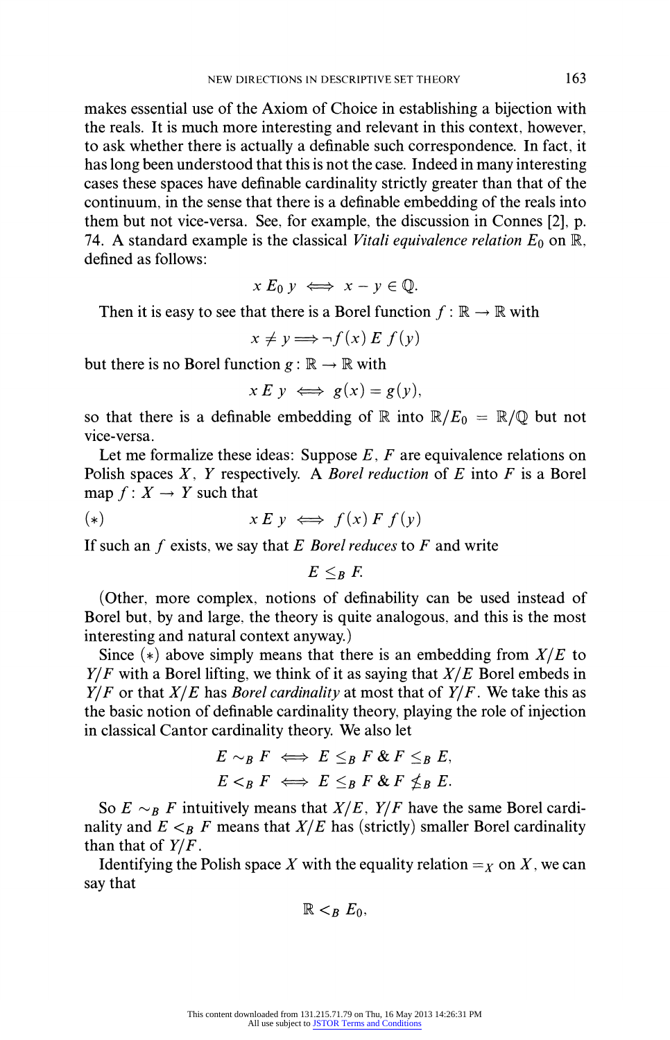makes essential use of the Axiom of Choice in establishing a bijection with the reals. It is much more interesting and relevant in this context, however, to ask whether there is actually a definable such correspondence. In fact, it has long been understood that this is not the case. Indeed in many interesting cases these spaces have definable cardinality strictly greater than that of the continuum, in the sense that there is a definable embedding of the reals into them but not vice-versa. See, for example, the discussion in Connes [2], p. 74. A standard example is the classical *Vitali equivalence relation* $E_0$ on $\mathbb{R}$, defined as follows:

$$x \, E_0 \, y \iff x - y \in \mathbb{Q}.$$

Then it is easy to see that there is a Borel function $f : \mathbb{R} \to \mathbb{R}$ with

$$x \neq y \Longrightarrow \neg f(x) \, E \, f(y)$$

but there is no Borel function $g : \mathbb{R} \to \mathbb{R}$ with

$$x \, E \, y \iff g(x) = g(y),$$

so that there is a definable embedding of $\mathbb{R}$ into $\mathbb{R}/E_0 = \mathbb{R}/\mathbb{Q}$ but not vice-versa.

Let me formalize these ideas: Suppose $E$, $F$ are equivalence relations on Polish spaces $X$, $Y$ respectively. A *Borel reduction* of $E$ into $F$ is a Borel map $f : X \to Y$ such that

$$(*) \qquad x \, E \, y \iff f(x) \, F \, f(y)$$

If such an $f$ exists, we say that $E$ *Borel reduces* to $F$ and write

$$E \leq_B F.$$

(Other, more complex, notions of definability can be used instead of Borel but, by and large, the theory is quite analogous, and this is the most interesting and natural context anyway.)

Since $(*)$ above simply means that there is an embedding from $X/E$ to $Y/F$ with a Borel lifting, we think of it as saying that $X/E$ Borel embeds in $Y/F$ or that $X/E$ has *Borel cardinality* at most that of $Y/F$. We take this as the basic notion of definable cardinality theory, playing the role of injection in classical Cantor cardinality theory. We also let

$$E \sim_B F \iff E \leq_B F \;\&\; F \leq_B E,$$

$$E <_B F \iff E \leq_B F \;\&\; F \not\leq_B E.$$

So $E \sim_B F$ intuitively means that $X/E$, $Y/F$ have the same Borel cardinality and $E <_B F$ means that $X/E$ has (strictly) smaller Borel cardinality than that of $Y/F$.

Identifying the Polish space $X$ with the equality relation $=_X$ on $X$, we can say that

$$\mathbb{R} <_B E_0,$$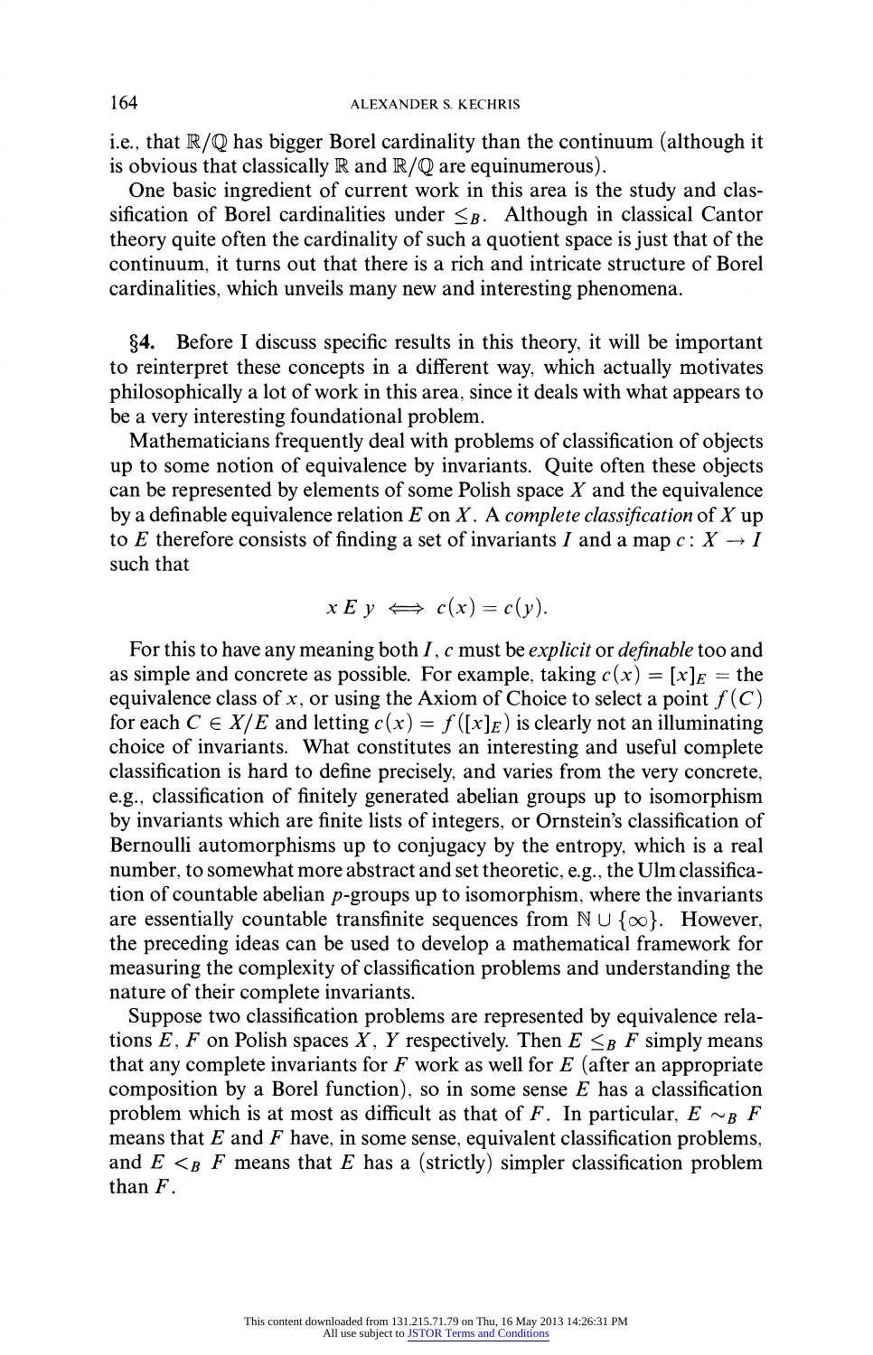i.e., that $\mathbb{R}/\mathbb{Q}$ has bigger Borel cardinality than the continuum (although it is obvious that classically $\mathbb{R}$ and $\mathbb{R}/\mathbb{Q}$ are equinumerous).

One basic ingredient of current work in this area is the study and classification of Borel cardinalities under $\leq_B$. Although in classical Cantor theory quite often the cardinality of such a quotient space is just that of the continuum, it turns out that there is a rich and intricate structure of Borel cardinalities, which unveils many new and interesting phenomena.

**§4.** Before I discuss specific results in this theory, it will be important to reinterpret these concepts in a different way, which actually motivates philosophically a lot of work in this area, since it deals with what appears to be a very interesting foundational problem.

Mathematicians frequently deal with problems of classification of objects up to some notion of equivalence by invariants. Quite often these objects can be represented by elements of some Polish space $X$ and the equivalence by a definable equivalence relation $E$ on $X$. A *complete classification* of $X$ up to $E$ therefore consists of finding a set of invariants $I$ and a map $c\colon X \to I$ such that

$$x \, E \, y \iff c(x) = c(y).$$

For this to have any meaning both $I$, $c$ must be *explicit* or *definable* too and as simple and concrete as possible. For example, taking $c(x) = [x]_E =$ the equivalence class of $x$, or using the Axiom of Choice to select a point $f(C)$ for each $C \in X/E$ and letting $c(x) = f([x]_E)$ is clearly not an illuminating choice of invariants. What constitutes an interesting and useful complete classification is hard to define precisely, and varies from the very concrete, e.g., classification of finitely generated abelian groups up to isomorphism by invariants which are finite lists of integers, or Ornstein's classification of Bernoulli automorphisms up to conjugacy by the entropy, which is a real number, to somewhat more abstract and set theoretic, e.g., the Ulm classification of countable abelian $p$-groups up to isomorphism, where the invariants are essentially countable transfinite sequences from $\mathbb{N} \cup \{\infty\}$. However, the preceding ideas can be used to develop a mathematical framework for measuring the complexity of classification problems and understanding the nature of their complete invariants.

Suppose two classification problems are represented by equivalence relations $E$, $F$ on Polish spaces $X$, $Y$ respectively. Then $E \leq_B F$ simply means that any complete invariants for $F$ work as well for $E$ (after an appropriate composition by a Borel function), so in some sense $E$ has a classification problem which is at most as difficult as that of $F$. In particular, $E \sim_B F$ means that $E$ and $F$ have, in some sense, equivalent classification problems, and $E <_B F$ means that $E$ has a (strictly) simpler classification problem than $F$.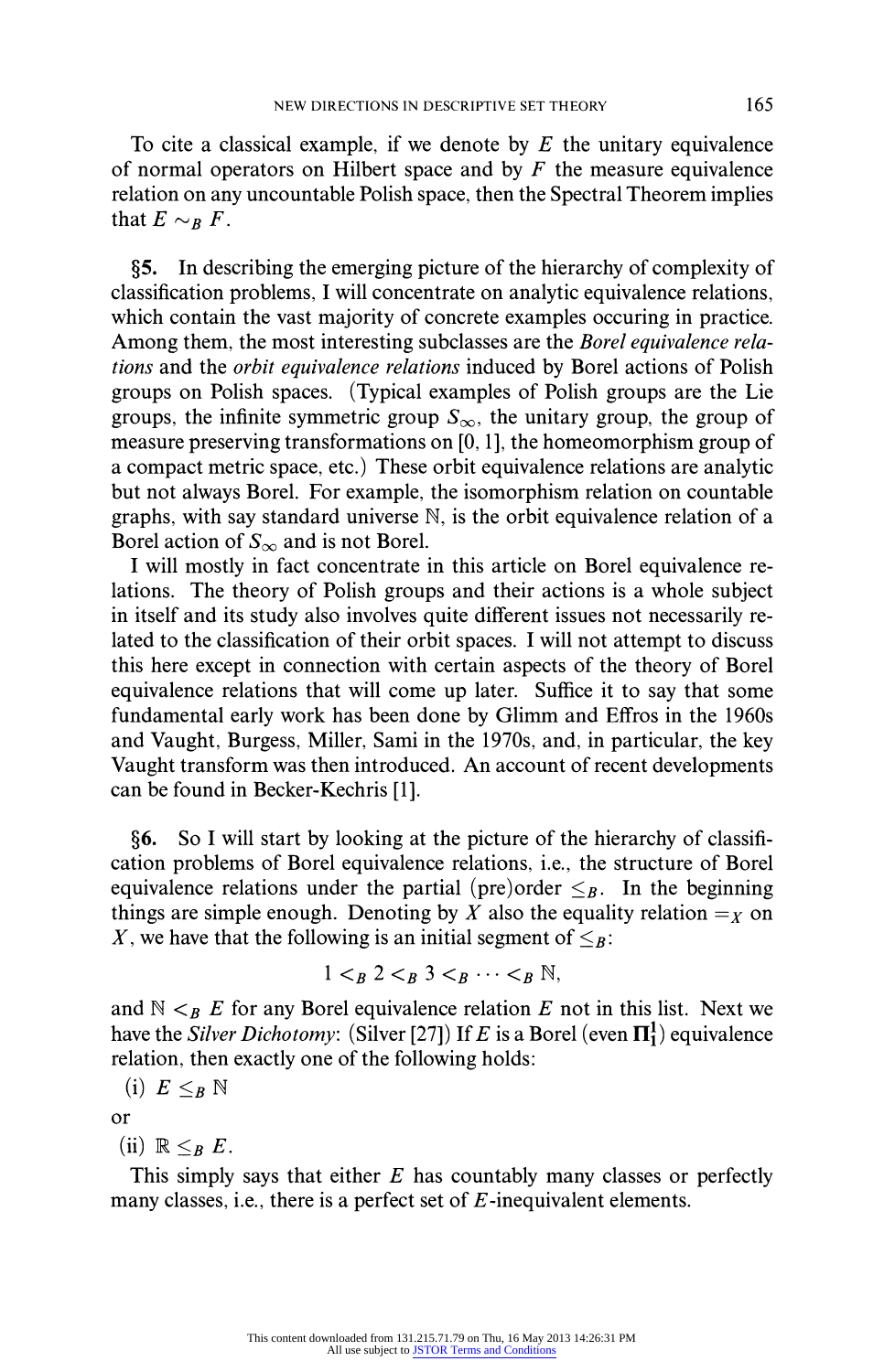To cite a classical example, if we denote by $E$ the unitary equivalence of normal operators on Hilbert space and by $F$ the measure equivalence relation on any uncountable Polish space, then the Spectral Theorem implies that $E \sim_B F$.

§5. In describing the emerging picture of the hierarchy of complexity of classification problems, I will concentrate on analytic equivalence relations, which contain the vast majority of concrete examples occuring in practice. Among them, the most interesting subclasses are the *Borel equivalence relations* and the *orbit equivalence relations* induced by Borel actions of Polish groups on Polish spaces. (Typical examples of Polish groups are the Lie groups, the infinite symmetric group $S_\infty$, the unitary group, the group of measure preserving transformations on $[0, 1]$, the homeomorphism group of a compact metric space, etc.) These orbit equivalence relations are analytic but not always Borel. For example, the isomorphism relation on countable graphs, with say standard universe $\mathbb{N}$, is the orbit equivalence relation of a Borel action of $S_\infty$ and is not Borel.

I will mostly in fact concentrate in this article on Borel equivalence relations. The theory of Polish groups and their actions is a whole subject in itself and its study also involves quite different issues not necessarily related to the classification of their orbit spaces. I will not attempt to discuss this here except in connection with certain aspects of the theory of Borel equivalence relations that will come up later. Suffice it to say that some fundamental early work has been done by Glimm and Effros in the 1960s and Vaught, Burgess, Miller, Sami in the 1970s, and, in particular, the key Vaught transform was then introduced. An account of recent developments can be found in Becker-Kechris [1].

§6. So I will start by looking at the picture of the hierarchy of classification problems of Borel equivalence relations, i.e., the structure of Borel equivalence relations under the partial (pre)order $\leq_B$. In the beginning things are simple enough. Denoting by $X$ also the equality relation $=_X$ on $X$, we have that the following is an initial segment of $\leq_B$:

$$1 <_B 2 <_B 3 <_B \cdots <_B \mathbb{N},$$

and $\mathbb{N} <_B E$ for any Borel equivalence relation $E$ not in this list. Next we have the *Silver Dichotomy*: (Silver [27]) If $E$ is a Borel (even $\mathbf{\Pi}^1_1$) equivalence relation, then exactly one of the following holds:

(i) $E \leq_B \mathbb{N}$

or

(ii) $\mathbb{R} \leq_B E$.

This simply says that either $E$ has countably many classes or perfectly many classes, i.e., there is a perfect set of $E$-inequivalent elements.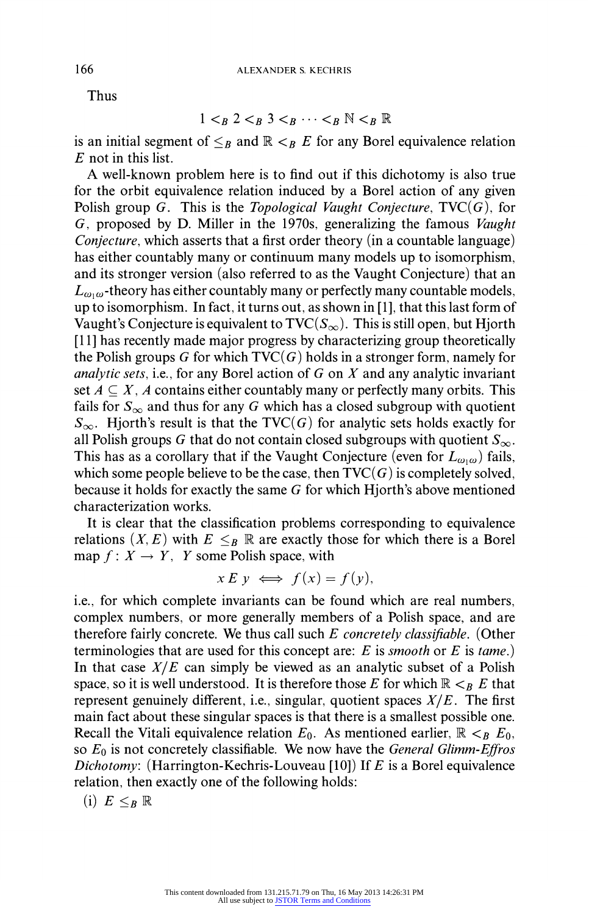Thus

$$1 <_B 2 <_B 3 <_B \cdots <_B \mathbb{N} <_B \mathbb{R}$$

is an initial segment of $\leq_B$ and $\mathbb{R} <_B E$ for any Borel equivalence relation $E$ not in this list.

A well-known problem here is to find out if this dichotomy is also true for the orbit equivalence relation induced by a Borel action of any given Polish group $G$. This is the *Topological Vaught Conjecture*, $\mathrm{TVC}(G)$, for $G$, proposed by D. Miller in the 1970s, generalizing the famous *Vaught Conjecture*, which asserts that a first order theory (in a countable language) has either countably many or continuum many models up to isomorphism, and its stronger version (also referred to as the Vaught Conjecture) that an $L_{\omega_1\omega}$-theory has either countably many or perfectly many countable models, up to isomorphism. In fact, it turns out, as shown in [1], that this last form of Vaught's Conjecture is equivalent to $\mathrm{TVC}(S_\infty)$. This is still open, but Hjorth [11] has recently made major progress by characterizing group theoretically the Polish groups $G$ for which $\mathrm{TVC}(G)$ holds in a stronger form, namely for *analytic sets*, i.e., for any Borel action of $G$ on $X$ and any analytic invariant set $A \subseteq X$, $A$ contains either countably many or perfectly many orbits. This fails for $S_\infty$ and thus for any $G$ which has a closed subgroup with quotient $S_\infty$. Hjorth's result is that the $\mathrm{TVC}(G)$ for analytic sets holds exactly for all Polish groups $G$ that do not contain closed subgroups with quotient $S_\infty$. This has as a corollary that if the Vaught Conjecture (even for $L_{\omega_1\omega}$) fails, which some people believe to be the case, then $\mathrm{TVC}(G)$ is completely solved, because it holds for exactly the same $G$ for which Hjorth's above mentioned characterization works.

It is clear that the classification problems corresponding to equivalence relations $(X, E)$ with $E \leq_B \mathbb{R}$ are exactly those for which there is a Borel map $f\colon X \to Y$, $Y$ some Polish space, with

$$x \mathrel{E} y \iff f(x) = f(y),$$

i.e., for which complete invariants can be found which are real numbers, complex numbers, or more generally members of a Polish space, and are therefore fairly concrete. We thus call such $E$ *concretely classifiable*. (Other terminologies that are used for this concept are: $E$ is *smooth* or $E$ is *tame*.) In that case $X/E$ can simply be viewed as an analytic subset of a Polish space, so it is well understood. It is therefore those $E$ for which $\mathbb{R} <_B E$ that represent genuinely different, i.e., singular, quotient spaces $X/E$. The first main fact about these singular spaces is that there is a smallest possible one. Recall the Vitali equivalence relation $E_0$. As mentioned earlier, $\mathbb{R} <_B E_0$, so $E_0$ is not concretely classifiable. We now have the *General Glimm-Effros Dichotomy*: (Harrington-Kechris-Louveau [10]) If $E$ is a Borel equivalence relation, then exactly one of the following holds:

(i) $E \leq_B \mathbb{R}$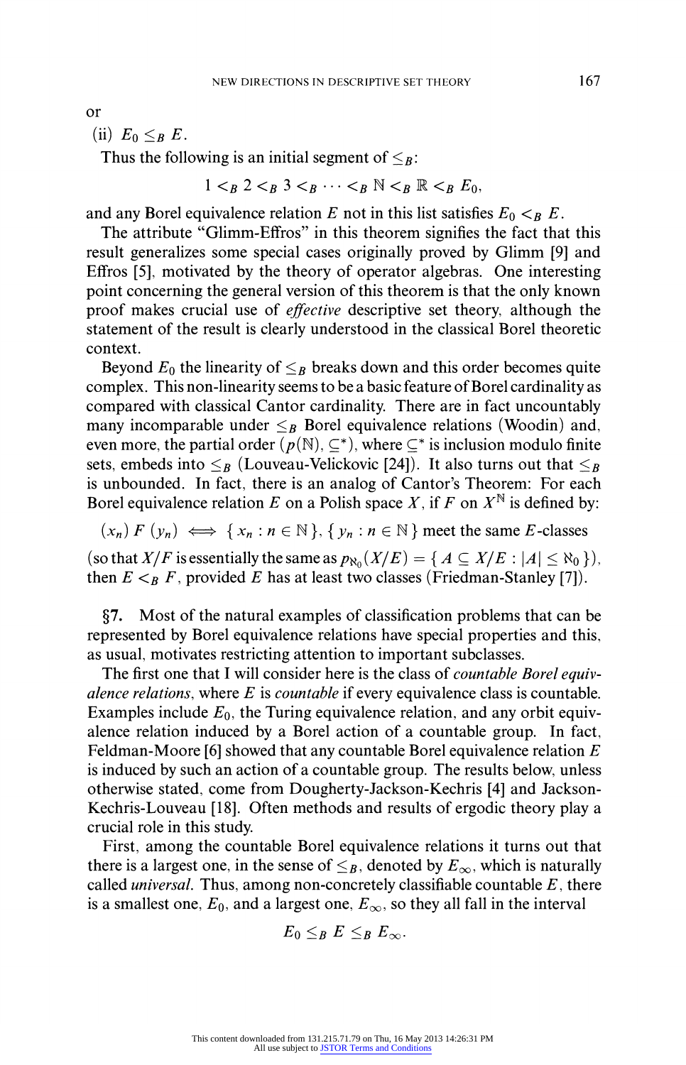or

(ii) $E_0 \leq_B E$.

Thus the following is an initial segment of $\leq_B$:

$$1 <_B 2 <_B 3 <_B \cdots <_B \mathbb{N} <_B \mathbb{R} <_B E_0,$$

and any Borel equivalence relation $E$ not in this list satisfies $E_0 <_B E$.

The attribute "Glimm-Effros" in this theorem signifies the fact that this result generalizes some special cases originally proved by Glimm [9] and Effros [5], motivated by the theory of operator algebras. One interesting point concerning the general version of this theorem is that the only known proof makes crucial use of *effective* descriptive set theory, although the statement of the result is clearly understood in the classical Borel theoretic context.

Beyond $E_0$ the linearity of $\leq_B$ breaks down and this order becomes quite complex. This non-linearity seems to be a basic feature of Borel cardinality as compared with classical Cantor cardinality. There are in fact uncountably many incomparable under $\leq_B$ Borel equivalence relations (Woodin) and, even more, the partial order $(p(\mathbb{N}), \subseteq^*)$, where $\subseteq^*$ is inclusion modulo finite sets, embeds into $\leq_B$ (Louveau-Velickovic [24]). It also turns out that $\leq_B$ is unbounded. In fact, there is an analog of Cantor's Theorem: For each Borel equivalence relation $E$ on a Polish space $X$, if $F$ on $X^{\mathbb{N}}$ is defined by:

$$(x_n)\ F\ (y_n) \iff \{ x_n : n \in \mathbb{N} \}, \{ y_n : n \in \mathbb{N} \} \text{ meet the same } E\text{-classes}$$

(so that $X/F$ is essentially the same as $p_{\aleph_0}(X/E) = \{ A \subseteq X/E : |A| \leq \aleph_0 \}$), then $E <_B F$, provided $E$ has at least two classes (Friedman-Stanley [7]).

§7. Most of the natural examples of classification problems that can be represented by Borel equivalence relations have special properties and this, as usual, motivates restricting attention to important subclasses.

The first one that I will consider here is the class of *countable Borel equivalence relations*, where $E$ is *countable* if every equivalence class is countable. Examples include $E_0$, the Turing equivalence relation, and any orbit equivalence relation induced by a Borel action of a countable group. In fact, Feldman-Moore [6] showed that any countable Borel equivalence relation $E$ is induced by such an action of a countable group. The results below, unless otherwise stated, come from Dougherty-Jackson-Kechris [4] and Jackson-Kechris-Louveau [18]. Often methods and results of ergodic theory play a crucial role in this study.

First, among the countable Borel equivalence relations it turns out that there is a largest one, in the sense of $\leq_B$, denoted by $E_\infty$, which is naturally called *universal*. Thus, among non-concretely classifiable countable $E$, there is a smallest one, $E_0$, and a largest one, $E_\infty$, so they all fall in the interval

$$E_0 \leq_B E \leq_B E_\infty.$$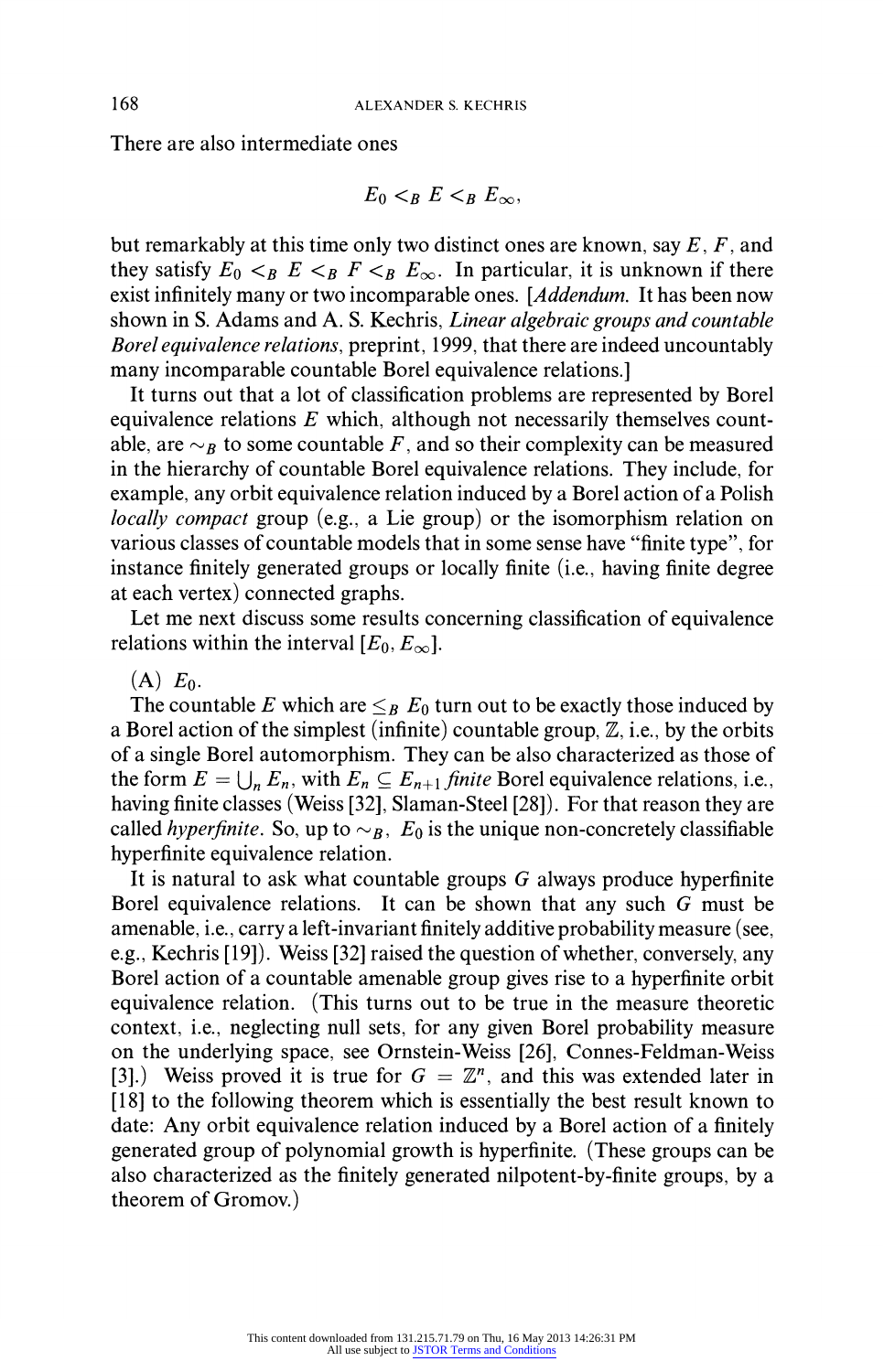There are also intermediate ones

$$E_0 <_B E <_B E_\infty,$$

but remarkably at this time only two distinct ones are known, say $E$, $F$, and they satisfy $E_0 <_B E <_B F <_B E_\infty$. In particular, it is unknown if there exist infinitely many or two incomparable ones. [*Addendum.* It has been now shown in S. Adams and A. S. Kechris, *Linear algebraic groups and countable Borel equivalence relations*, preprint, 1999, that there are indeed uncountably many incomparable countable Borel equivalence relations.]

It turns out that a lot of classification problems are represented by Borel equivalence relations $E$ which, although not necessarily themselves countable, are $\sim_B$ to some countable $F$, and so their complexity can be measured in the hierarchy of countable Borel equivalence relations. They include, for example, any orbit equivalence relation induced by a Borel action of a Polish *locally compact* group (e.g., a Lie group) or the isomorphism relation on various classes of countable models that in some sense have "finite type", for instance finitely generated groups or locally finite (i.e., having finite degree at each vertex) connected graphs.

Let me next discuss some results concerning classification of equivalence relations within the interval $[E_0, E_\infty]$.

(A) $E_0$.

The countable $E$ which are $\leq_B E_0$ turn out to be exactly those induced by a Borel action of the simplest (infinite) countable group, $\mathbb{Z}$, i.e., by the orbits of a single Borel automorphism. They can be also characterized as those of the form $E = \bigcup_n E_n$, with $E_n \subseteq E_{n+1}$ *finite* Borel equivalence relations, i.e., having finite classes (Weiss [32], Slaman-Steel [28]). For that reason they are called *hyperfinite*. So, up to $\sim_B$, $E_0$ is the unique non-concretely classifiable hyperfinite equivalence relation.

It is natural to ask what countable groups $G$ always produce hyperfinite Borel equivalence relations. It can be shown that any such $G$ must be amenable, i.e., carry a left-invariant finitely additive probability measure (see, e.g., Kechris [19]). Weiss [32] raised the question of whether, conversely, any Borel action of a countable amenable group gives rise to a hyperfinite orbit equivalence relation. (This turns out to be true in the measure theoretic context, i.e., neglecting null sets, for any given Borel probability measure on the underlying space, see Ornstein-Weiss [26], Connes-Feldman-Weiss [3].) Weiss proved it is true for $G = \mathbb{Z}^n$, and this was extended later in [18] to the following theorem which is essentially the best result known to date: Any orbit equivalence relation induced by a Borel action of a finitely generated group of polynomial growth is hyperfinite. (These groups can be also characterized as the finitely generated nilpotent-by-finite groups, by a theorem of Gromov.)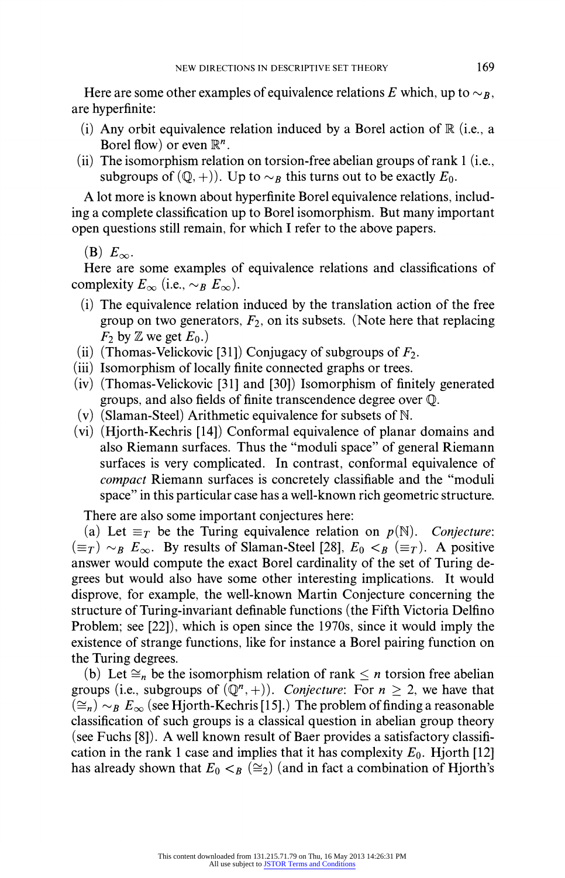Here are some other examples of equivalence relations $E$ which, up to $\sim_B$, are hyperfinite:

(i) Any orbit equivalence relation induced by a Borel action of $\mathbb{R}$ (i.e., a Borel flow) or even $\mathbb{R}^n$.

(ii) The isomorphism relation on torsion-free abelian groups of rank 1 (i.e., subgroups of $(\mathbb{Q}, +)$). Up to $\sim_B$ this turns out to be exactly $E_0$.

A lot more is known about hyperfinite Borel equivalence relations, including a complete classification up to Borel isomorphism. But many important open questions still remain, for which I refer to the above papers.

(B) $E_\infty$.

Here are some examples of equivalence relations and classifications of complexity $E_\infty$ (i.e., $\sim_B E_\infty$).

(i) The equivalence relation induced by the translation action of the free group on two generators, $F_2$, on its subsets. (Note here that replacing $F_2$ by $\mathbb{Z}$ we get $E_0$.)

(ii) (Thomas-Velickovic [31]) Conjugacy of subgroups of $F_2$.

(iii) Isomorphism of locally finite connected graphs or trees.

(iv) (Thomas-Velickovic [31] and [30]) Isomorphism of finitely generated groups, and also fields of finite transcendence degree over $\mathbb{Q}$.

(v) (Slaman-Steel) Arithmetic equivalence for subsets of $\mathbb{N}$.

(vi) (Hjorth-Kechris [14]) Conformal equivalence of planar domains and also Riemann surfaces. Thus the "moduli space" of general Riemann surfaces is very complicated. In contrast, conformal equivalence of *compact* Riemann surfaces is concretely classifiable and the "moduli space" in this particular case has a well-known rich geometric structure.

There are also some important conjectures here:

(a) Let $\equiv_T$ be the Turing equivalence relation on $p(\mathbb{N})$. *Conjecture*: $(\equiv_T) \sim_B E_\infty$. By results of Slaman-Steel [28], $E_0 <_B (\equiv_T)$. A positive answer would compute the exact Borel cardinality of the set of Turing degrees but would also have some other interesting implications. It would disprove, for example, the well-known Martin Conjecture concerning the structure of Turing-invariant definable functions (the Fifth Victoria Delfino Problem; see [22]), which is open since the 1970s, since it would imply the existence of strange functions, like for instance a Borel pairing function on the Turing degrees.

(b) Let $\cong_n$ be the isomorphism relation of rank $\leq n$ torsion free abelian groups (i.e., subgroups of $(\mathbb{Q}^n, +)$). *Conjecture*: For $n \geq 2$, we have that $(\cong_n) \sim_B E_\infty$ (see Hjorth-Kechris [15].) The problem of finding a reasonable classification of such groups is a classical question in abelian group theory (see Fuchs [8]). A well known result of Baer provides a satisfactory classification in the rank 1 case and implies that it has complexity $E_0$. Hjorth [12] has already shown that $E_0 <_B (\cong_2)$ (and in fact a combination of Hjorth's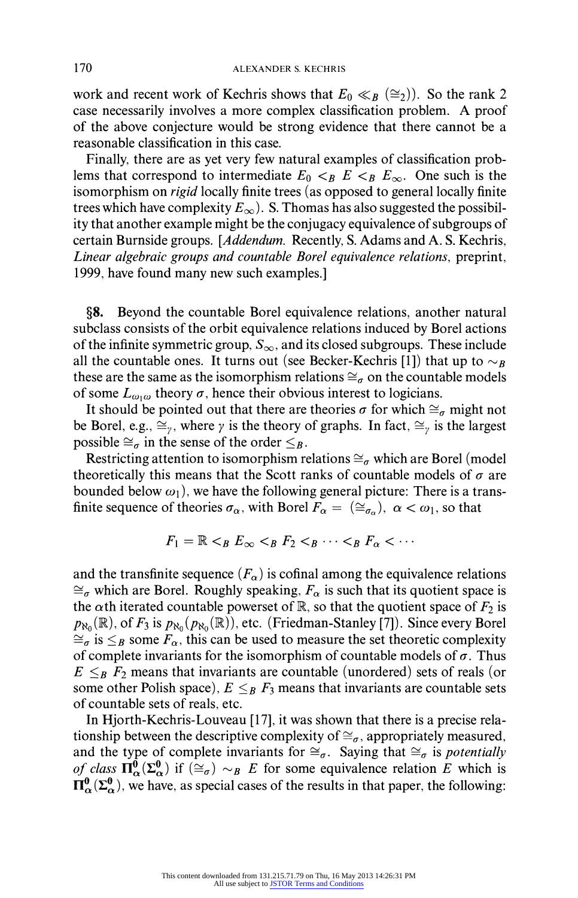work and recent work of Kechris shows that $E_0 \ll_B (\cong_2)$). So the rank 2 case necessarily involves a more complex classification problem. A proof of the above conjecture would be strong evidence that there cannot be a reasonable classification in this case.

Finally, there are as yet very few natural examples of classification problems that correspond to intermediate $E_0 <_B E <_B E_\infty$. One such is the isomorphism on *rigid* locally finite trees (as opposed to general locally finite trees which have complexity $E_\infty$). S. Thomas has also suggested the possibility that another example might be the conjugacy equivalence of subgroups of certain Burnside groups. [*Addendum.* Recently, S. Adams and A. S. Kechris, *Linear algebraic groups and countable Borel equivalence relations*, preprint, 1999, have found many new such examples.]

**§8.** Beyond the countable Borel equivalence relations, another natural subclass consists of the orbit equivalence relations induced by Borel actions of the infinite symmetric group, $S_\infty$, and its closed subgroups. These include all the countable ones. It turns out (see Becker-Kechris [1]) that up to $\sim_B$ these are the same as the isomorphism relations $\cong_\sigma$ on the countable models of some $L_{\omega_1\omega}$ theory $\sigma$, hence their obvious interest to logicians.

It should be pointed out that there are theories $\sigma$ for which $\cong_\sigma$ might not be Borel, e.g., $\cong_\gamma$, where $\gamma$ is the theory of graphs. In fact, $\cong_\gamma$ is the largest possible $\cong_\sigma$ in the sense of the order $\leq_B$.

Restricting attention to isomorphism relations $\cong_\sigma$ which are Borel (model theoretically this means that the Scott ranks of countable models of $\sigma$ are bounded below $\omega_1$), we have the following general picture: There is a transfinite sequence of theories $\sigma_\alpha$, with Borel $F_\alpha = (\cong_{\sigma_\alpha})$, $\alpha < \omega_1$, so that

$$F_1 = \mathbb{R} <_B E_\infty <_B F_2 <_B \cdots <_B F_\alpha < \cdots$$

and the transfinite sequence $(F_\alpha)$ is cofinal among the equivalence relations $\cong_\sigma$ which are Borel. Roughly speaking, $F_\alpha$ is such that its quotient space is the $\alpha$th iterated countable powerset of $\mathbb{R}$, so that the quotient space of $F_2$ is $p_{\aleph_0}(\mathbb{R})$, of $F_3$ is $p_{\aleph_0}(p_{\aleph_0}(\mathbb{R}))$, etc. (Friedman-Stanley [7]). Since every Borel $\cong_\sigma$ is $\leq_B$ some $F_\alpha$, this can be used to measure the set theoretic complexity of complete invariants for the isomorphism of countable models of $\sigma$. Thus $E \leq_B F_2$ means that invariants are countable (unordered) sets of reals (or some other Polish space), $E \leq_B F_3$ means that invariants are countable sets of countable sets of reals, etc.

In Hjorth-Kechris-Louveau [17], it was shown that there is a precise relationship between the descriptive complexity of $\cong_\sigma$, appropriately measured, and the type of complete invariants for $\cong_\sigma$. Saying that $\cong_\sigma$ is *potentially of class* $\mathbf{\Pi}^0_\alpha (\mathbf{\Sigma}^0_\alpha)$ if $(\cong_\sigma) \sim_B E$ for some equivalence relation $E$ which is $\mathbf{\Pi}^0_\alpha (\mathbf{\Sigma}^0_\alpha)$, we have, as special cases of the results in that paper, the following: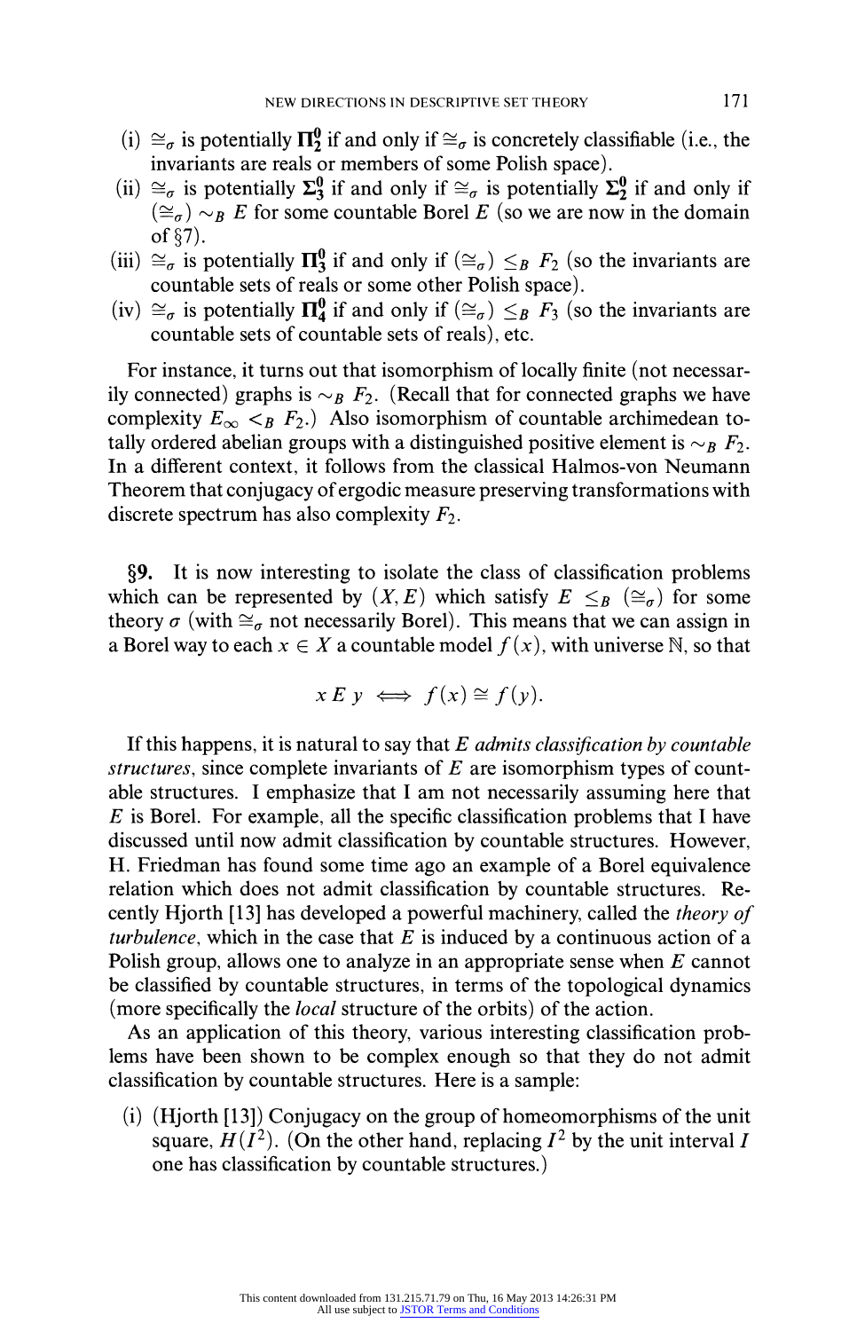(i) $\cong_\sigma$ is potentially $\mathbf{\Pi}^0_2$ if and only if $\cong_\sigma$ is concretely classifiable (i.e., the invariants are reals or members of some Polish space).

(ii) $\cong_\sigma$ is potentially $\mathbf{\Sigma}^0_3$ if and only if $\cong_\sigma$ is potentially $\mathbf{\Sigma}^0_2$ if and only if $(\cong_\sigma) \sim_B E$ for some countable Borel $E$ (so we are now in the domain of §7).

(iii) $\cong_\sigma$ is potentially $\mathbf{\Pi}^0_3$ if and only if $(\cong_\sigma) \leq_B F_2$ (so the invariants are countable sets of reals or some other Polish space).

(iv) $\cong_\sigma$ is potentially $\mathbf{\Pi}^0_4$ if and only if $(\cong_\sigma) \leq_B F_3$ (so the invariants are countable sets of countable sets of reals), etc.

For instance, it turns out that isomorphism of locally finite (not necessarily connected) graphs is $\sim_B F_2$. (Recall that for connected graphs we have complexity $E_\infty <_B F_2$.) Also isomorphism of countable archimedean totally ordered abelian groups with a distinguished positive element is $\sim_B F_2$. In a different context, it follows from the classical Halmos-von Neumann Theorem that conjugacy of ergodic measure preserving transformations with discrete spectrum has also complexity $F_2$.

§9. It is now interesting to isolate the class of classification problems which can be represented by $(X, E)$ which satisfy $E \leq_B (\cong_\sigma)$ for some theory $\sigma$ (with $\cong_\sigma$ not necessarily Borel). This means that we can assign in a Borel way to each $x \in X$ a countable model $f(x)$, with universe $\mathbb{N}$, so that

$$x \mathrel{E} y \iff f(x) \cong f(y).$$

If this happens, it is natural to say that $E$ *admits classification by countable structures*, since complete invariants of $E$ are isomorphism types of countable structures. I emphasize that I am not necessarily assuming here that $E$ is Borel. For example, all the specific classification problems that I have discussed until now admit classification by countable structures. However, H. Friedman has found some time ago an example of a Borel equivalence relation which does not admit classification by countable structures. Recently Hjorth [13] has developed a powerful machinery, called the *theory of turbulence*, which in the case that $E$ is induced by a continuous action of a Polish group, allows one to analyze in an appropriate sense when $E$ cannot be classified by countable structures, in terms of the topological dynamics (more specifically the *local* structure of the orbits) of the action.

As an application of this theory, various interesting classification problems have been shown to be complex enough so that they do not admit classification by countable structures. Here is a sample:

(i) (Hjorth [13]) Conjugacy on the group of homeomorphisms of the unit square, $H(I^2)$. (On the other hand, replacing $I^2$ by the unit interval $I$ one has classification by countable structures.)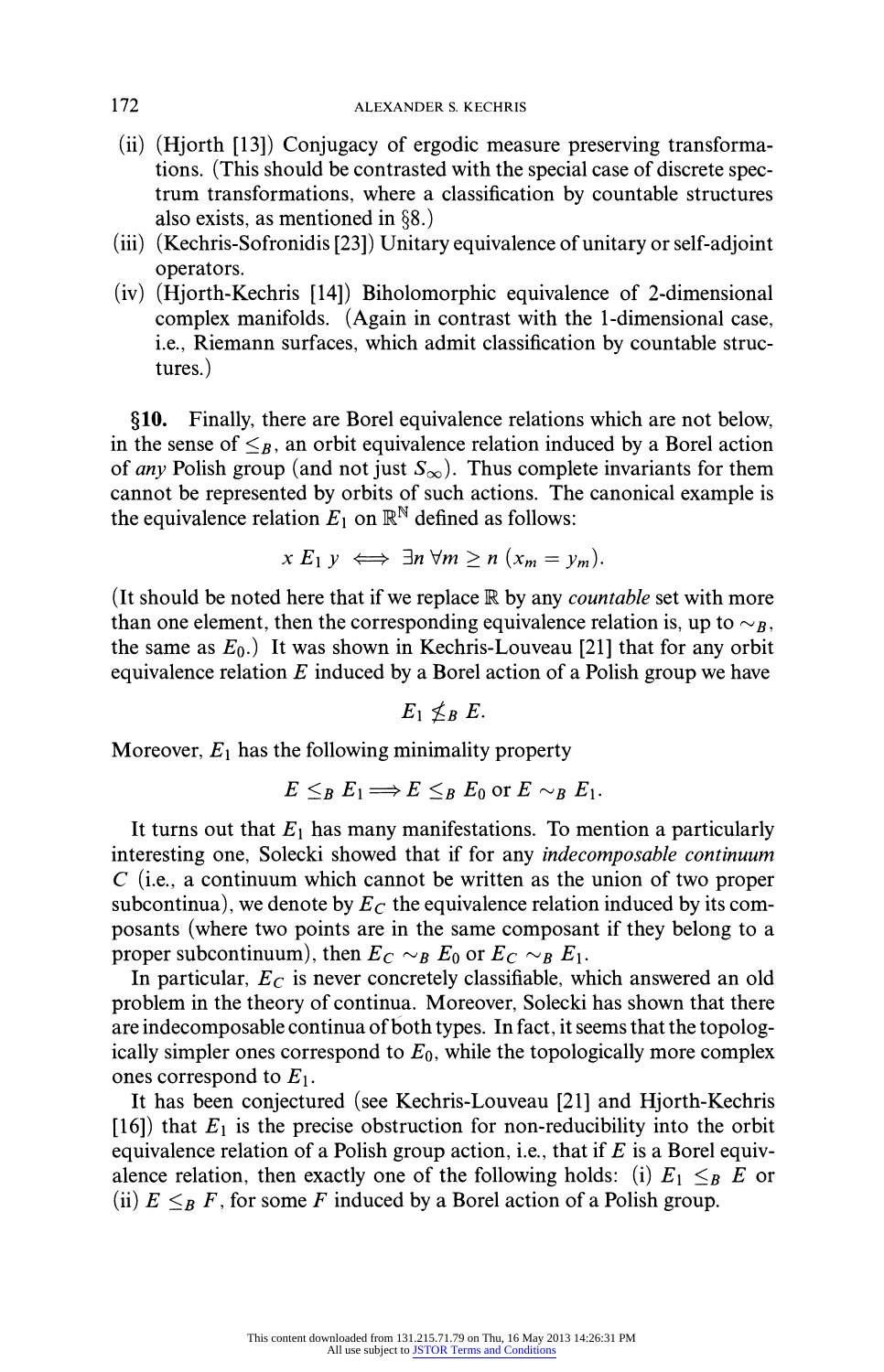(ii) (Hjorth [13]) Conjugacy of ergodic measure preserving transformations. (This should be contrasted with the special case of discrete spectrum transformations, where a classification by countable structures also exists, as mentioned in §8.)
(iii) (Kechris-Sofronidis [23]) Unitary equivalence of unitary or self-adjoint operators.
(iv) (Hjorth-Kechris [14]) Biholomorphic equivalence of 2-dimensional complex manifolds. (Again in contrast with the 1-dimensional case, i.e., Riemann surfaces, which admit classification by countable structures.)

**§10.** Finally, there are Borel equivalence relations which are not below, in the sense of $\leq_B$, an orbit equivalence relation induced by a Borel action of *any* Polish group (and not just $S_\infty$). Thus complete invariants for them cannot be represented by orbits of such actions. The canonical example is the equivalence relation $E_1$ on $\mathbb{R}^{\mathbb{N}}$ defined as follows:

$$x \; E_1 \; y \iff \exists n \, \forall m \geq n \, (x_m = y_m).$$

(It should be noted here that if we replace $\mathbb{R}$ by any *countable* set with more than one element, then the corresponding equivalence relation is, up to $\sim_B$, the same as $E_0$.) It was shown in Kechris-Louveau [21] that for any orbit equivalence relation $E$ induced by a Borel action of a Polish group we have

$$E_1 \not\leq_B E.$$

Moreover, $E_1$ has the following minimality property

$$E \leq_B E_1 \Longrightarrow E \leq_B E_0 \text{ or } E \sim_B E_1.$$

It turns out that $E_1$ has many manifestations. To mention a particularly interesting one, Solecki showed that if for any *indecomposable continuum* $C$ (i.e., a continuum which cannot be written as the union of two proper subcontinua), we denote by $E_C$ the equivalence relation induced by its composants (where two points are in the same composant if they belong to a proper subcontinuum), then $E_C \sim_B E_0$ or $E_C \sim_B E_1$.

In particular, $E_C$ is never concretely classifiable, which answered an old problem in the theory of continua. Moreover, Solecki has shown that there are indecomposable continua of both types. In fact, it seems that the topologically simpler ones correspond to $E_0$, while the topologically more complex ones correspond to $E_1$.

It has been conjectured (see Kechris-Louveau [21] and Hjorth-Kechris [16]) that $E_1$ is the precise obstruction for non-reducibility into the orbit equivalence relation of a Polish group action, i.e., that if $E$ is a Borel equivalence relation, then exactly one of the following holds: (i) $E_1 \leq_B E$ or (ii) $E \leq_B F$, for some $F$ induced by a Borel action of a Polish group.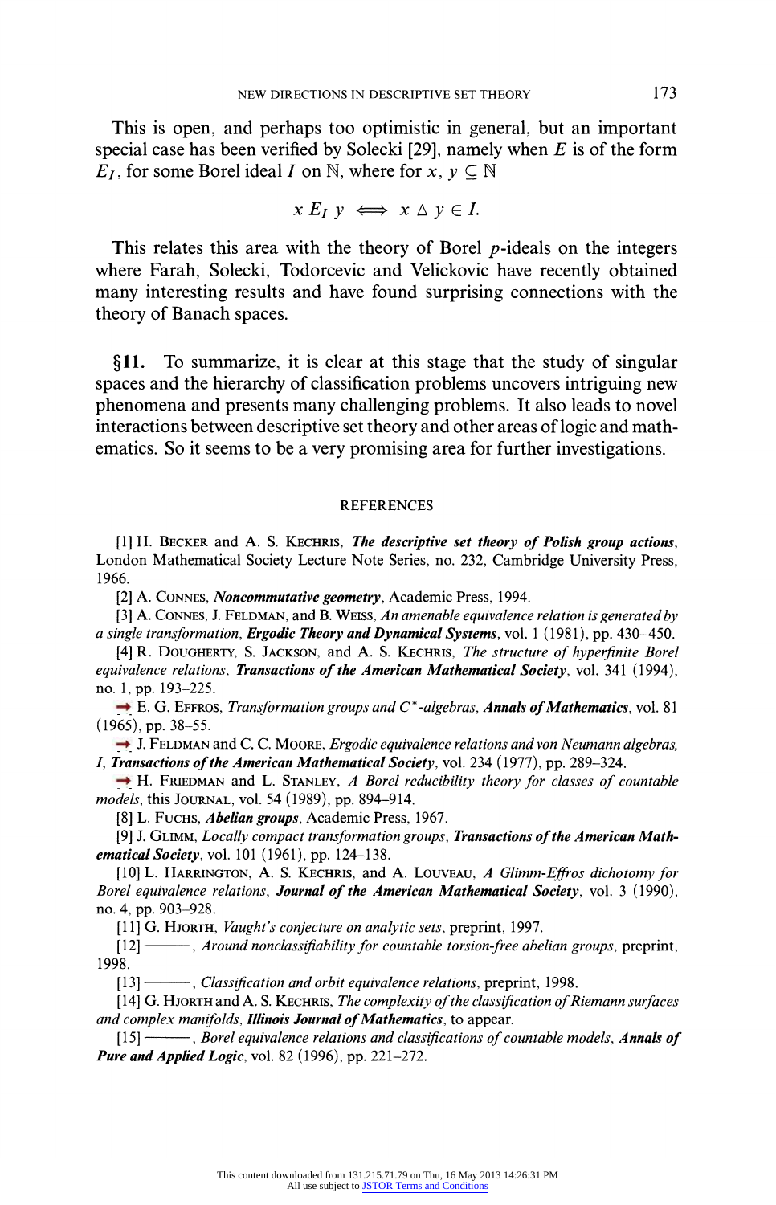This is open, and perhaps too optimistic in general, but an important special case has been verified by Solecki [29], namely when $E$ is of the form $E_I$, for some Borel ideal $I$ on $\mathbb{N}$, where for $x, y \subseteq \mathbb{N}$

$$x \; E_I \; y \iff x \triangle y \in I.$$

This relates this area with the theory of Borel $p$-ideals on the integers where Farah, Solecki, Todorcevic and Velickovic have recently obtained many interesting results and have found surprising connections with the theory of Banach spaces.

**§11.** To summarize, it is clear at this stage that the study of singular spaces and the hierarchy of classification problems uncovers intriguing new phenomena and presents many challenging problems. It also leads to novel interactions between descriptive set theory and other areas of logic and mathematics. So it seems to be a very promising area for further investigations.

## REFERENCES

[1] H. Becker and A. S. Kechris, ***The descriptive set theory of Polish group actions***, London Mathematical Society Lecture Note Series, no. 232, Cambridge University Press, 1966.

[2] A. Connes, ***Noncommutative geometry***, Academic Press, 1994.

[3] A. Connes, J. Feldman, and B. Weiss, *An amenable equivalence relation is generated by a single transformation*, ***Ergodic Theory and Dynamical Systems***, vol. 1 (1981), pp. 430–450.

[4] R. Dougherty, S. Jackson, and A. S. Kechris, *The structure of hyperfinite Borel equivalence relations*, ***Transactions of the American Mathematical Society***, vol. 341 (1994), no. 1, pp. 193–225.

[5] E. G. Effros, *Transformation groups and $C^*$-algebras*, ***Annals of Mathematics***, vol. 81 (1965), pp. 38–55.

[6] J. Feldman and C. C. Moore, *Ergodic equivalence relations and von Neumann algebras, I*, ***Transactions of the American Mathematical Society***, vol. 234 (1977), pp. 289–324.

[7] H. Friedman and L. Stanley, *A Borel reducibility theory for classes of countable models*, this Journal, vol. 54 (1989), pp. 894–914.

[8] L. Fuchs, ***Abelian groups***, Academic Press, 1967.

[9] J. Glimm, *Locally compact transformation groups*, ***Transactions of the American Mathematical Society***, vol. 101 (1961), pp. 124–138.

[10] L. Harrington, A. S. Kechris, and A. Louveau, *A Glimm-Effros dichotomy for Borel equivalence relations*, ***Journal of the American Mathematical Society***, vol. 3 (1990), no. 4, pp. 903–928.

[11] G. Hjorth, *Vaught's conjecture on analytic sets*, preprint, 1997.

[12] ———, *Around nonclassifiability for countable torsion-free abelian groups*, preprint, 1998.

[13] ———, *Classification and orbit equivalence relations*, preprint, 1998.

[14] G. Hjorth and A. S. Kechris, *The complexity of the classification of Riemann surfaces and complex manifolds*, ***Illinois Journal of Mathematics***, to appear.

[15] ———, *Borel equivalence relations and classifications of countable models*, ***Annals of Pure and Applied Logic***, vol. 82 (1996), pp. 221–272.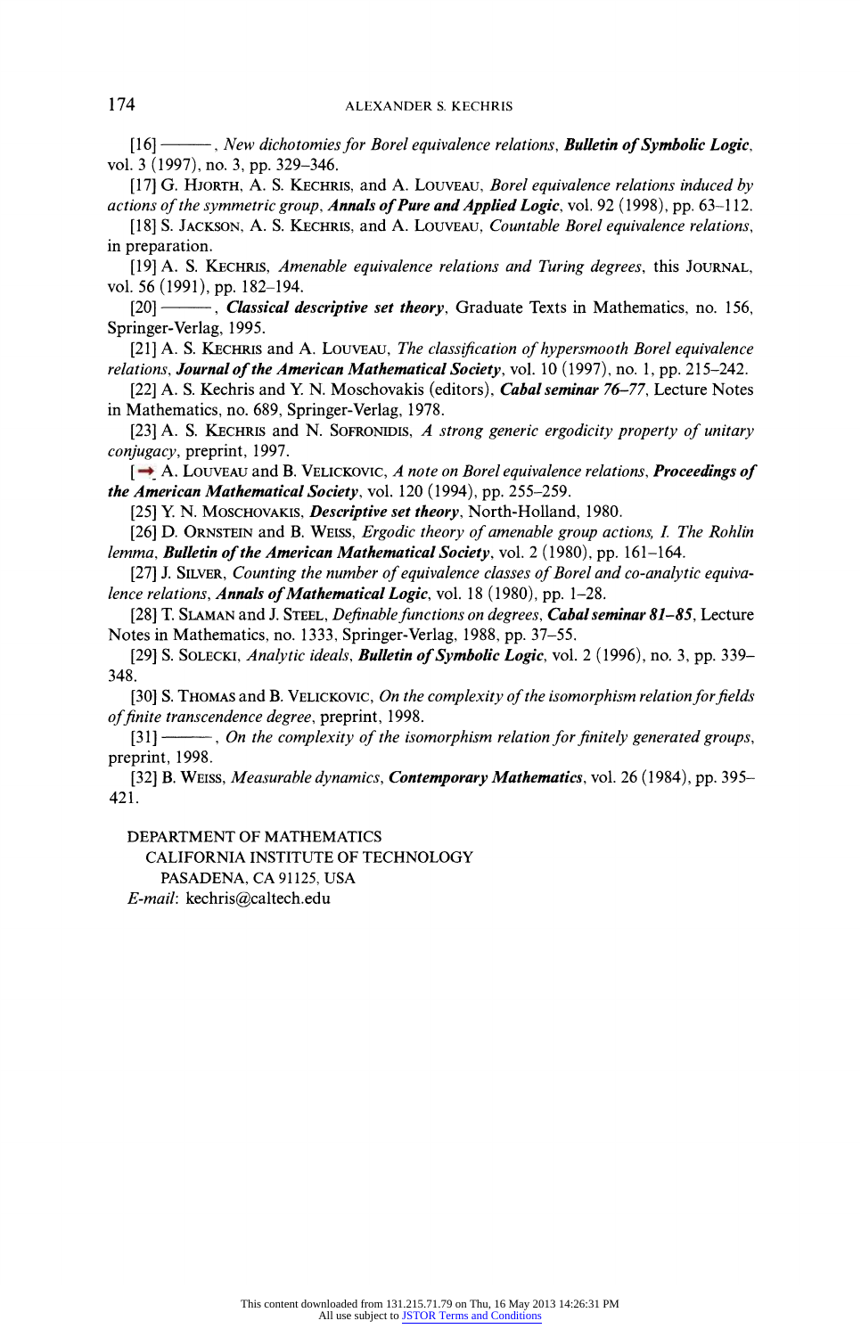[16] ———, *New dichotomies for Borel equivalence relations*, ***Bulletin of Symbolic Logic***, vol. 3 (1997), no. 3, pp. 329–346.

[17] G. Hjorth, A. S. Kechris, and A. Louveau, *Borel equivalence relations induced by actions of the symmetric group*, ***Annals of Pure and Applied Logic***, vol. 92 (1998), pp. 63–112.

[18] S. Jackson, A. S. Kechris, and A. Louveau, *Countable Borel equivalence relations*, in preparation.

[19] A. S. Kechris, *Amenable equivalence relations and Turing degrees*, this Journal, vol. 56 (1991), pp. 182–194.

[20] ———, ***Classical descriptive set theory***, Graduate Texts in Mathematics, no. 156, Springer-Verlag, 1995.

[21] A. S. Kechris and A. Louveau, *The classification of hypersmooth Borel equivalence relations*, ***Journal of the American Mathematical Society***, vol. 10 (1997), no. 1, pp. 215–242.

[22] A. S. Kechris and Y. N. Moschovakis (editors), ***Cabal seminar 76–77***, Lecture Notes in Mathematics, no. 689, Springer-Verlag, 1978.

[23] A. S. Kechris and N. Sofronidis, *A strong generic ergodicity property of unitary conjugacy*, preprint, 1997.

[24] A. Louveau and B. Velickovic, *A note on Borel equivalence relations*, ***Proceedings of the American Mathematical Society***, vol. 120 (1994), pp. 255–259.

[25] Y. N. Moschovakis, ***Descriptive set theory***, North-Holland, 1980.

[26] D. Ornstein and B. Weiss, *Ergodic theory of amenable group actions, I. The Rohlin lemma*, ***Bulletin of the American Mathematical Society***, vol. 2 (1980), pp. 161–164.

[27] J. Silver, *Counting the number of equivalence classes of Borel and co-analytic equivalence relations*, ***Annals of Mathematical Logic***, vol. 18 (1980), pp. 1–28.

[28] T. Slaman and J. Steel, *Definable functions on degrees*, ***Cabal seminar 81–85***, Lecture Notes in Mathematics, no. 1333, Springer-Verlag, 1988, pp. 37–55.

[29] S. Solecki, *Analytic ideals*, ***Bulletin of Symbolic Logic***, vol. 2 (1996), no. 3, pp. 339–348.

[30] S. Thomas and B. Velickovic, *On the complexity of the isomorphism relation for fields of finite transcendence degree*, preprint, 1998.

[31] ———, *On the complexity of the isomorphism relation for finitely generated groups*, preprint, 1998.

[32] B. Weiss, *Measurable dynamics*, ***Contemporary Mathematics***, vol. 26 (1984), pp. 395–421.

DEPARTMENT OF MATHEMATICS
CALIFORNIA INSTITUTE OF TECHNOLOGY
PASADENA, CA 91125, USA
*E-mail*: kechris@caltech.edu